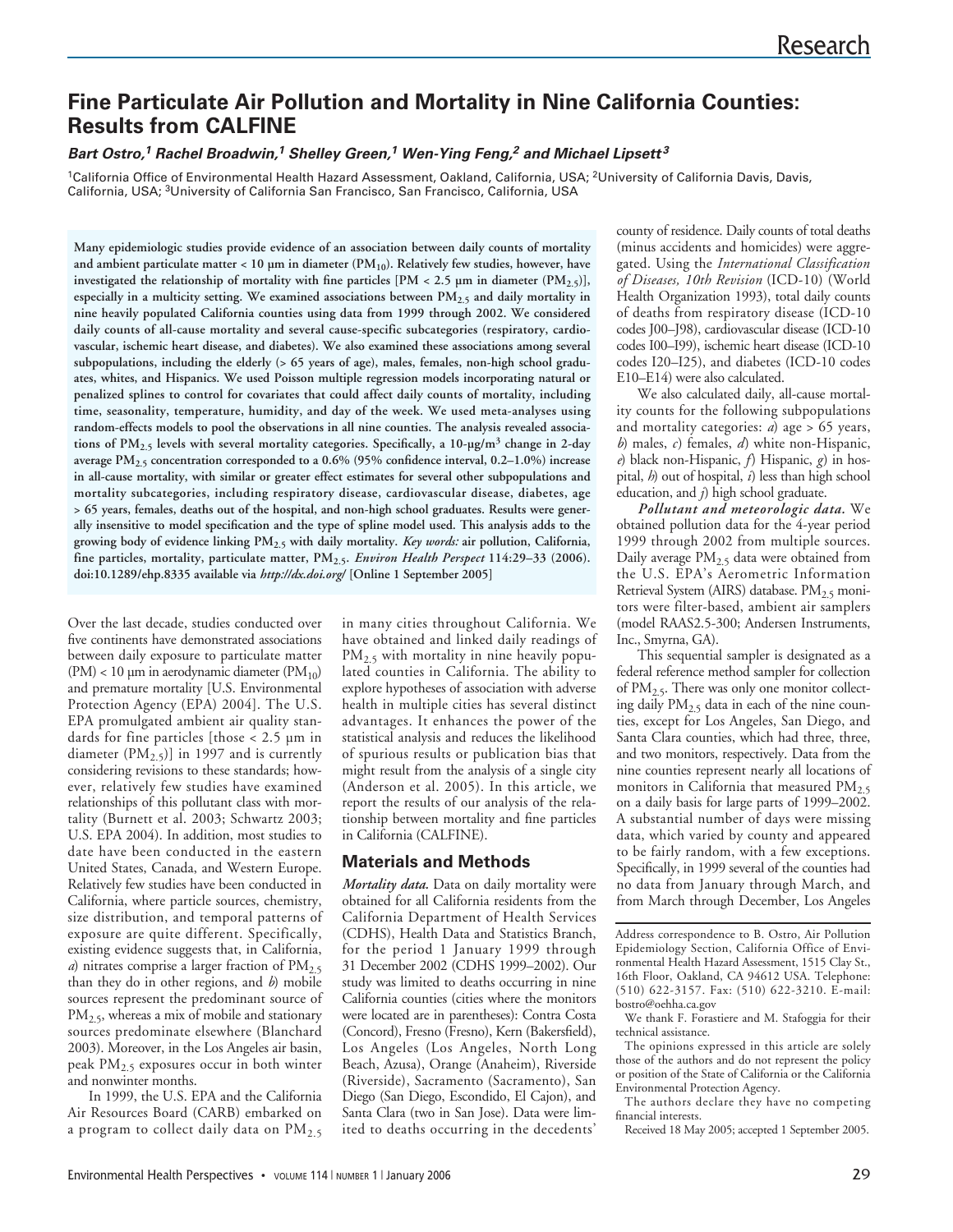# Fine Particulate Air Pollution and Mortality in Nine California Counties: Results from CALFINE

***Bart Ostro,[1] Rachel Broadwin,[1] Shelley Green,[1] Wen-Ying Feng,[2] and Michael Lipsett[3]***

[1]California Office of Environmental Health Hazard Assessment, Oakland, California, USA; [2]University of California Davis, Davis, California, USA; [3]University of California San Francisco, San Francisco, California, USA

**Many epidemiologic studies provide evidence of an association between daily counts of mortality and ambient particulate matter < 10 µm in diameter ($PM_{10}$). Relatively few studies, however, have investigated the relationship of mortality with fine particles [PM < 2.5 µm in diameter ($PM_{2.5}$)], especially in a multicity setting. We examined associations between $PM_{2.5}$ and daily mortality in nine heavily populated California counties using data from 1999 through 2002. We considered daily counts of all-cause mortality and several cause-specific subcategories (respiratory, cardiovascular, ischemic heart disease, and diabetes). We also examined these associations among several subpopulations, including the elderly (> 65 years of age), males, females, non-high school graduates, whites, and Hispanics. We used Poisson multiple regression models incorporating natural or penalized splines to control for covariates that could affect daily counts of mortality, including time, seasonality, temperature, humidity, and day of the week. We used meta-analyses using random-effects models to pool the observations in all nine counties. The analysis revealed associations of $PM_{2.5}$ levels with several mortality categories. Specifically, a 10-µg/m$^3$ change in 2-day average $PM_{2.5}$ concentration corresponded to a 0.6% (95% confidence interval, 0.2–1.0%) increase in all-cause mortality, with similar or greater effect estimates for several other subpopulations and mortality subcategories, including respiratory disease, cardiovascular disease, diabetes, age > 65 years, females, deaths out of the hospital, and non-high school graduates. Results were generally insensitive to model specification and the type of spline model used. This analysis adds to the growing body of evidence linking $PM_{2.5}$ with daily mortality. *Key words:* air pollution, California, fine particles, mortality, particulate matter, $PM_{2.5}$. *Environ Health Perspect* 114:29–33 (2006). doi:10.1289/ehp.8335 available via *http://dx.doi.org/* [Online 1 September 2005]**

Over the last decade, studies conducted over five continents have demonstrated associations between daily exposure to particulate matter (PM) < 10 µm in aerodynamic diameter ($PM_{10}$) and premature mortality [U.S. Environmental Protection Agency (EPA) 2004]. The U.S. EPA promulgated ambient air quality standards for fine particles [those < 2.5 µm in diameter ($PM_{2.5}$)] in 1997 and is currently considering revisions to these standards; however, relatively few studies have examined relationships of this pollutant class with mortality (Burnett et al. 2003; Schwartz 2003; U.S. EPA 2004). In addition, most studies to date have been conducted in the eastern United States, Canada, and Western Europe. Relatively few studies have been conducted in California, where particle sources, chemistry, size distribution, and temporal patterns of exposure are quite different. Specifically, existing evidence suggests that, in California, *a*) nitrates comprise a larger fraction of $PM_{2.5}$ than they do in other regions, and *b*) mobile sources represent the predominant source of $PM_{2.5}$, whereas a mix of mobile and stationary sources predominate elsewhere (Blanchard 2003). Moreover, in the Los Angeles air basin, peak $PM_{2.5}$ exposures occur in both winter and nonwinter months.

In 1999, the U.S. EPA and the California Air Resources Board (CARB) embarked on a program to collect daily data on $PM_{2.5}$ in many cities throughout California. We have obtained and linked daily readings of $PM_{2.5}$ with mortality in nine heavily populated counties in California. The ability to explore hypotheses of association with adverse health in multiple cities has several distinct advantages. It enhances the power of the statistical analysis and reduces the likelihood of spurious results or publication bias that might result from the analysis of a single city (Anderson et al. 2005). In this article, we report the results of our analysis of the relationship between mortality and fine particles in California (CALFINE).

## Materials and Methods

***Mortality data.*** Data on daily mortality were obtained for all California residents from the California Department of Health Services (CDHS), Health Data and Statistics Branch, for the period 1 January 1999 through 31 December 2002 (CDHS 1999–2002). Our study was limited to deaths occurring in nine California counties (cities where the monitors were located are in parentheses): Contra Costa (Concord), Fresno (Fresno), Kern (Bakersfield), Los Angeles (Los Angeles, North Long Beach, Azusa), Orange (Anaheim), Riverside (Riverside), Sacramento (Sacramento), San Diego (San Diego, Escondido, El Cajon), and Santa Clara (two in San Jose). Data were limited to deaths occurring in the decedents' county of residence. Daily counts of total deaths (minus accidents and homicides) were aggregated. Using the *International Classification of Diseases, 10th Revision* (ICD-10) (World Health Organization 1993), total daily counts of deaths from respiratory disease (ICD-10 codes J00–J98), cardiovascular disease (ICD-10 codes I00–I99), ischemic heart disease (ICD-10 codes I20–I25), and diabetes (ICD-10 codes E10–E14) were also calculated.

We also calculated daily, all-cause mortality counts for the following subpopulations and mortality categories: *a*) age > 65 years, *b*) males, *c*) females, *d*) white non-Hispanic, *e*) black non-Hispanic, *f*) Hispanic, *g*) in hospital, *h*) out of hospital, *i*) less than high school education, and *j*) high school graduate.

***Pollutant and meteorologic data.*** We obtained pollution data for the 4-year period 1999 through 2002 from multiple sources. Daily average $PM_{2.5}$ data were obtained from the U.S. EPA's Aerometric Information Retrieval System (AIRS) database. $PM_{2.5}$ monitors were filter-based, ambient air samplers (model RAAS2.5-300; Andersen Instruments, Inc., Smyrna, GA).

This sequential sampler is designated as a federal reference method sampler for collection of $PM_{2.5}$. There was only one monitor collecting daily $PM_{2.5}$ data in each of the nine counties, except for Los Angeles, San Diego, and Santa Clara counties, which had three, three, and two monitors, respectively. Data from the nine counties represent nearly all locations of monitors in California that measured $PM_{2.5}$ on a daily basis for large parts of 1999–2002. A substantial number of days were missing data, which varied by county and appeared to be fairly random, with a few exceptions. Specifically, in 1999 several of the counties had no data from January through March, and from March through December, Los Angeles

Address correspondence to B. Ostro, Air Pollution Epidemiology Section, California Office of Environmental Health Hazard Assessment, 1515 Clay St., 16th Floor, Oakland, CA 94612 USA. Telephone: (510) 622-3157. Fax: (510) 622-3210. E-mail: bostro@oehha.ca.gov

We thank F. Forastiere and M. Stafoggia for their technical assistance.

The opinions expressed in this article are solely those of the authors and do not represent the policy or position of the State of California or the California Environmental Protection Agency.

The authors declare they have no competing financial interests.

Received 18 May 2005; accepted 1 September 2005.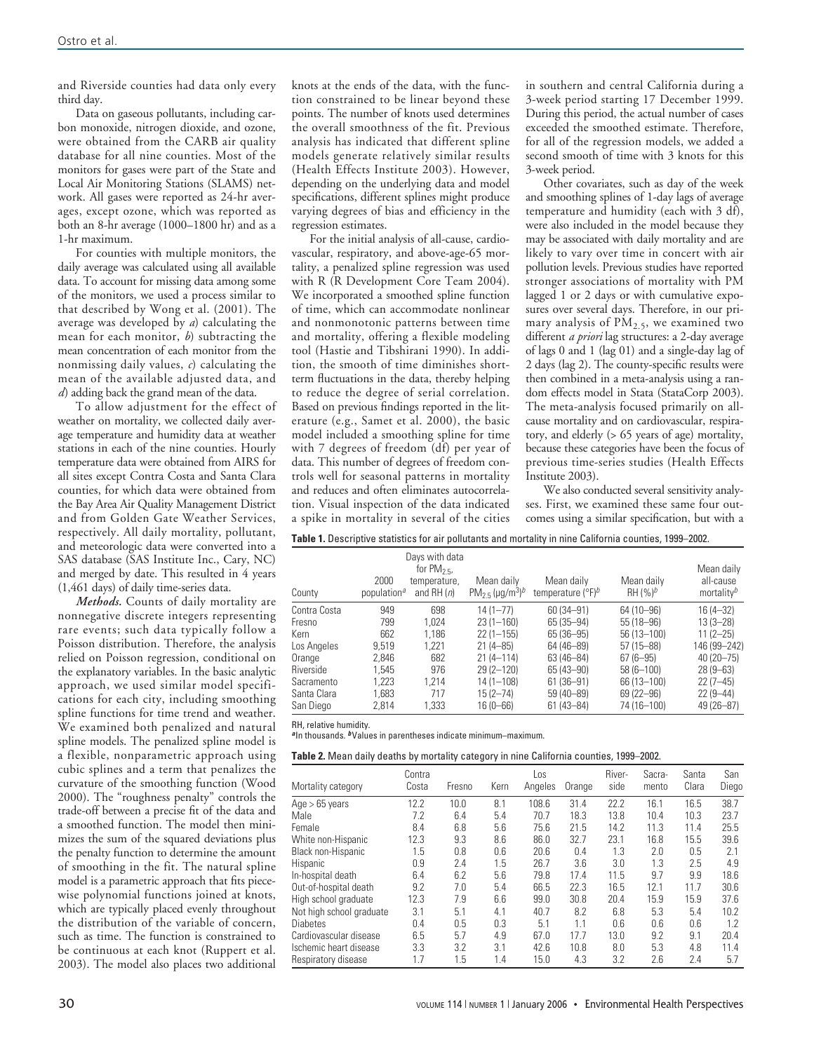and Riverside counties had data only every third day.

Data on gaseous pollutants, including carbon monoxide, nitrogen dioxide, and ozone, were obtained from the CARB air quality database for all nine counties. Most of the monitors for gases were part of the State and Local Air Monitoring Stations (SLAMS) network. All gases were reported as 24-hr averages, except ozone, which was reported as both an 8-hr average (1000–1800 hr) and as a 1-hr maximum.

For counties with multiple monitors, the daily average was calculated using all available data. To account for missing data among some of the monitors, we used a process similar to that described by Wong et al. (2001). The average was developed by *a*) calculating the mean for each monitor, *b*) subtracting the mean concentration of each monitor from the nonmissing daily values, *c*) calculating the mean of the available adjusted data, and *d*) adding back the grand mean of the data.

To allow adjustment for the effect of weather on mortality, we collected daily average temperature and humidity data at weather stations in each of the nine counties. Hourly temperature data were obtained from AIRS for all sites except Contra Costa and Santa Clara counties, for which data were obtained from the Bay Area Air Quality Management District and from Golden Gate Weather Services, respectively. All daily mortality, pollutant, and meteorologic data were converted into a SAS database (SAS Institute Inc., Cary, NC) and merged by date. This resulted in 4 years (1,461 days) of daily time-series data.

***Methods.*** Counts of daily mortality are nonnegative discrete integers representing rare events; such data typically follow a Poisson distribution. Therefore, the analysis relied on Poisson regression, conditional on the explanatory variables. In the basic analytic approach, we used similar model specifications for each city, including smoothing spline functions for time trend and weather. We examined both penalized and natural spline models. The penalized spline model is a flexible, nonparametric approach using cubic splines and a term that penalizes the curvature of the smoothing function (Wood 2000). The "roughness penalty" controls the trade-off between a precise fit of the data and a smoothed function. The model then minimizes the sum of the squared deviations plus the penalty function to determine the amount of smoothing in the fit. The natural spline model is a parametric approach that fits piecewise polynomial functions joined at knots, which are typically placed evenly throughout the distribution of the variable of concern, such as time. The function is constrained to be continuous at each knot (Ruppert et al. 2003). The model also places two additional knots at the ends of the data, with the function constrained to be linear beyond these points. The number of knots used determines the overall smoothness of the fit. Previous analysis has indicated that different spline models generate relatively similar results (Health Effects Institute 2003). However, depending on the underlying data and model specifications, different splines might produce varying degrees of bias and efficiency in the regression estimates.

For the initial analysis of all-cause, cardiovascular, respiratory, and above-age-65 mortality, a penalized spline regression was used with R (R Development Core Team 2004). We incorporated a smoothed spline function of time, which can accommodate nonlinear and nonmonotonic patterns between time and mortality, offering a flexible modeling tool (Hastie and Tibshirani 1990). In addition, the smooth of time diminishes short-term fluctuations in the data, thereby helping to reduce the degree of serial correlation. Based on previous findings reported in the literature (e.g., Samet et al. 2000), the basic model included a smoothing spline for time with 7 degrees of freedom (df) per year of data. This number of degrees of freedom controls well for seasonal patterns in mortality and reduces and often eliminates autocorrelation. Visual inspection of the data indicated a spike in mortality in several of the cities in southern and central California during a 3-week period starting 17 December 1999. During this period, the actual number of cases exceeded the smoothed estimate. Therefore, for all of the regression models, we added a second smooth of time with 3 knots for this 3-week period.

Other covariates, such as day of the week and smoothing splines of 1-day lags of average temperature and humidity (each with 3 df), were also included in the model because they may be associated with daily mortality and are likely to vary over time in concert with air pollution levels. Previous studies have reported stronger associations of mortality with PM lagged 1 or 2 days or with cumulative exposures over several days. Therefore, in our primary analysis of $PM_{2.5}$, we examined two different *a priori* lag structures: a 2-day average of lags 0 and 1 (lag 01) and a single-day lag of 2 days (lag 2). The county-specific results were then combined in a meta-analysis using a random effects model in Stata (StataCorp 2003). The meta-analysis focused primarily on all-cause mortality and on cardiovascular, respiratory, and elderly (> 65 years of age) mortality, because these categories have been the focus of previous time-series studies (Health Effects Institute 2003).

We also conducted several sensitivity analyses. First, we examined these same four outcomes using a similar specification, but with a

**Table 1.** Descriptive statistics for air pollutants and mortality in nine California counties, 1999–2002.

| County | 2000 population[a] | Days with data for $PM_{2.5}$, temperature, and RH (*n*) | Mean daily $PM_{2.5}$ ($\mu g/m^3$)[b] | Mean daily temperature (°F)[b] | Mean daily RH (%)[b] | Mean daily all-cause mortality[b] |
|---|---|---|---|---|---|---|
| Contra Costa | 949 | 698 | 14 (1–77) | 60 (34–91) | 64 (10–96) | 16 (4–32) |
| Fresno | 799 | 1,024 | 23 (1–160) | 65 (35–94) | 55 (18–96) | 13 (3–28) |
| Kern | 662 | 1,186 | 22 (1–155) | 65 (36–95) | 56 (13–100) | 11 (2–25) |
| Los Angeles | 9,519 | 1,221 | 21 (4–85) | 64 (46–89) | 57 (15–88) | 146 (99–242) |
| Orange | 2,846 | 682 | 21 (4–114) | 63 (46–84) | 67 (6–95) | 40 (20–75) |
| Riverside | 1,545 | 976 | 29 (2–120) | 65 (43–90) | 58 (6–100) | 28 (9–63) |
| Sacramento | 1,223 | 1,214 | 14 (1–108) | 61 (36–91) | 66 (13–100) | 22 (7–45) |
| Santa Clara | 1,683 | 717 | 15 (2–74) | 59 (40–89) | 69 (22–96) | 22 (9–44) |
| San Diego | 2,814 | 1,333 | 16 (0–66) | 61 (43–84) | 74 (16–100) | 49 (26–87) |

RH, relative humidity.
[a]In thousands. [b]Values in parentheses indicate minimum–maximum.

**Table 2.** Mean daily deaths by mortality category in nine California counties, 1999–2002.

| Mortality category | Contra Costa | Fresno | Kern | Los Angeles | Orange | Riverside | Sacramento | Santa Clara | San Diego |
|---|---|---|---|---|---|---|---|---|---|
| Age > 65 years | 12.2 | 10.0 | 8.1 | 108.6 | 31.4 | 22.2 | 16.1 | 16.5 | 38.7 |
| Male | 7.2 | 6.4 | 5.4 | 70.7 | 18.3 | 13.8 | 10.4 | 10.3 | 23.7 |
| Female | 8.4 | 6.8 | 5.6 | 75.6 | 21.5 | 14.2 | 11.3 | 11.4 | 25.5 |
| White non-Hispanic | 12.3 | 9.3 | 8.6 | 86.0 | 32.7 | 23.1 | 16.8 | 15.5 | 39.6 |
| Black non-Hispanic | 1.5 | 0.8 | 0.6 | 20.6 | 0.4 | 1.3 | 2.0 | 0.5 | 2.1 |
| Hispanic | 0.9 | 2.4 | 1.5 | 26.7 | 3.6 | 3.0 | 1.3 | 2.5 | 4.9 |
| In-hospital death | 6.4 | 6.2 | 5.6 | 79.8 | 17.4 | 11.5 | 9.7 | 9.9 | 18.6 |
| Out-of-hospital death | 9.2 | 7.0 | 5.4 | 66.5 | 22.3 | 16.5 | 12.1 | 11.7 | 30.6 |
| High school graduate | 12.3 | 7.9 | 6.6 | 99.0 | 30.8 | 20.4 | 15.9 | 15.9 | 37.6 |
| Not high school graduate | 3.1 | 5.1 | 4.1 | 40.7 | 8.2 | 6.8 | 5.3 | 5.4 | 10.2 |
| Diabetes | 0.4 | 0.5 | 0.3 | 5.1 | 1.1 | 0.6 | 0.6 | 0.6 | 1.2 |
| Cardiovascular disease | 6.5 | 5.7 | 4.9 | 67.0 | 17.7 | 13.0 | 9.2 | 9.1 | 20.4 |
| Ischemic heart disease | 3.3 | 3.2 | 3.1 | 42.6 | 10.8 | 8.0 | 5.3 | 4.8 | 11.4 |
| Respiratory disease | 1.7 | 1.5 | 1.4 | 15.0 | 4.3 | 3.2 | 2.6 | 2.4 | 5.7 |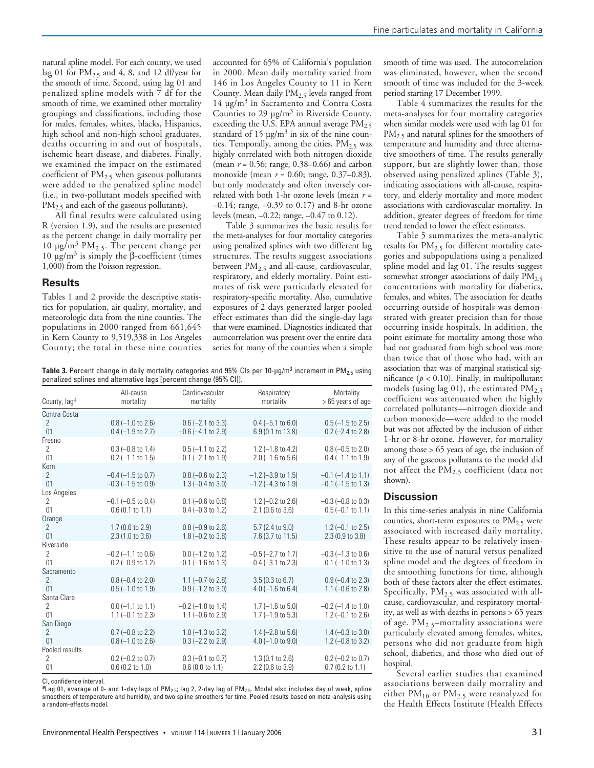natural spline model. For each county, we used lag 01 for $PM_{2.5}$ and 4, 8, and 12 df/year for the smooth of time. Second, using lag 01 and penalized spline models with 7 df for the smooth of time, we examined other mortality groupings and classifications, including those for males, females, whites, blacks, Hispanics, high school and non-high school graduates, deaths occurring in and out of hospitals, ischemic heart disease, and diabetes. Finally, we examined the impact on the estimated coefficient of $PM_{2.5}$ when gaseous pollutants were added to the penalized spline model (i.e., in two-pollutant models specified with $PM_{2.5}$ and each of the gaseous pollutants).

All final results were calculated using R (version 1.9), and the results are presented as the percent change in daily mortality per 10 μg/m$^3$ $PM_{2.5}$. The percent change per 10 μg/m$^3$ is simply the β-coefficient (times 1,000) from the Poisson regression.

## Results

Tables 1 and 2 provide the descriptive statistics for population, air quality, mortality, and meteorologic data from the nine counties. The populations in 2000 ranged from 661,645 in Kern County to 9,519,338 in Los Angeles County; the total in these nine counties accounted for 65% of California's population in 2000. Mean daily mortality varied from 146 in Los Angeles County to 11 in Kern County. Mean daily $PM_{2.5}$ levels ranged from 14 μg/m$^3$ in Sacramento and Contra Costa Counties to 29 μg/m$^3$ in Riverside County, exceeding the U.S. EPA annual average $PM_{2.5}$ standard of 15 μg/m$^3$ in six of the nine counties. Temporally, among the cities, $PM_{2.5}$ was highly correlated with both nitrogen dioxide (mean $r = 0.56$; range, 0.38–0.66) and carbon monoxide (mean $r = 0.60$; range, 0.37–0.83), but only moderately and often inversely correlated with both 1-hr ozone levels (mean $r = -0.14$; range, –0.39 to 0.17) and 8-hr ozone levels (mean, –0.22; range, –0.47 to 0.12).

Table 3 summarizes the basic results for the meta-analyses for four mortality categories using penalized splines with two different lag structures. The results suggest associations between $PM_{2.5}$ and all-cause, cardiovascular, respiratory, and elderly mortality. Point estimates of risk were particularly elevated for respiratory-specific mortality. Also, cumulative exposures of 2 days generated larger pooled effect estimates than did the single-day lags that were examined. Diagnostics indicated that autocorrelation was present over the entire data series for many of the counties when a simple smooth of time was used. The autocorrelation was eliminated, however, when the second smooth of time was included for the 3-week period starting 17 December 1999.

Table 4 summarizes the results for the meta-analyses for four mortality categories when similar models were used with lag 01 for $PM_{2.5}$ and natural splines for the smoothers of temperature and humidity and three alternative smoothers of time. The results generally support, but are slightly lower than, those observed using penalized splines (Table 3), indicating associations with all-cause, respiratory, and elderly mortality and more modest associations with cardiovascular mortality. In addition, greater degrees of freedom for time trend tended to lower the effect estimates.

Table 5 summarizes the meta-analytic results for $PM_{2.5}$ for different mortality categories and subpopulations using a penalized spline model and lag 01. The results suggest somewhat stronger associations of daily $PM_{2.5}$ concentrations with mortality for diabetics, females, and whites. The association for deaths occurring outside of hospitals was demonstrated with greater precision than for those occurring inside hospitals. In addition, the point estimate for mortality among those who had not graduated from high school was more than twice that of those who had, with an association that was of marginal statistical significance ($p < 0.10$). Finally, in multipollutant models (using lag 01), the estimated $PM_{2.5}$ coefficient was attenuated when the highly correlated pollutants—nitrogen dioxide and carbon monoxide—were added to the model but was not affected by the inclusion of either 1-hr or 8-hr ozone. However, for mortality among those > 65 years of age, the inclusion of any of the gaseous pollutants to the model did not affect the $PM_{2.5}$ coefficient (data not shown).

**Table 3.** Percent change in daily mortality categories and 95% CIs per 10-μg/m$^3$ increment in $PM_{2.5}$ using penalized splines and alternative lags [percent change (95% CI)].

| County, lag[a] | All-cause mortality | Cardiovascular mortality | Respiratory mortality | Mortality > 65 years of age |
|---|---|---|---|---|
| Contra Costa | | | | |
| 2 | 0.8 (–1.0 to 2.6) | 0.6 (–2.1 to 3.3) | 0.4 (–5.1 to 6.0) | 0.5 (–1.5 to 2.5) |
| 01 | 0.4 (–1.9 to 2.7) | –0.6 (–4.1 to 2.9) | 6.9 (0.1 to 13.8) | 0.2 (–2.4 to 2.8) |
| Fresno | | | | |
| 2 | 0.3 (–0.8 to 1.4) | 0.5 (–1.1 to 2.2) | 1.2 (–1.8 to 4.2) | 0.8 (–0.5 to 2.0) |
| 01 | 0.2 (–1.1 to 1.5) | –0.1 (–2.1 to 1.9) | 2.0 (–1.6 to 5.6) | 0.4 (–1.1 to 1.9) |
| Kern | | | | |
| 2 | –0.4 (–1.5 to 0.7) | 0.8 (–0.6 to 2.3) | –1.2 (–3.9 to 1.5) | –0.1 (–1.4 to 1.1) |
| 01 | –0.3 (–1.5 to 0.9) | 1.3 (–0.4 to 3.0) | –1.2 (–4.3 to 1.9) | –0.1 (–1.5 to 1.3) |
| Los Angeles | | | | |
| 2 | –0.1 (–0.5 to 0.4) | 0.1 (–0.6 to 0.8) | 1.2 (–0.2 to 2.6) | –0.3 (–0.8 to 0.3) |
| 01 | 0.6 (0.1 to 1.1) | 0.4 (–0.3 to 1.2) | 2.1 (0.6 to 3.6) | 0.5 (–0.1 to 1.1) |
| Orange | | | | |
| 2 | 1.7 (0.6 to 2.9) | 0.8 (–0.9 to 2.6) | 5.7 (2.4 to 9.0) | 1.2 (–0.1 to 2.5) |
| 01 | 2.3 (1.0 to 3.6) | 1.8 (–0.2 to 3.8) | 7.6 (3.7 to 11.5) | 2.3 (0.9 to 3.8) |
| Riverside | | | | |
| 2 | –0.2 (–1.1 to 0.6) | 0.0 (–1.2 to 1.2) | –0.5 (–2.7 to 1.7) | –0.3 (–1.3 to 0.6) |
| 01 | 0.2 (–0.9 to 1.2) | –0.1 (–1.6 to 1.3) | –0.4 (–3.1 to 2.3) | 0.1 (–1.0 to 1.3) |
| Sacramento | | | | |
| 2 | 0.8 (–0.4 to 2.0) | 1.1 (–0.7 to 2.8) | 3.5 (0.3 to 6.7) | 0.9 (–0.4 to 2.3) |
| 01 | 0.5 (–1.0 to 1.9) | 0.9 (–1.2 to 3.0) | 4.0 (–1.6 to 6.4) | 1.1 (–0.6 to 2.8) |
| Santa Clara | | | | |
| 2 | 0.0 (–1.1 to 1.1) | –0.2 (–1.8 to 1.4) | 1.7 (–1.6 to 5.0) | –0.2 (–1.4 to 1.0) |
| 01 | 1.1 (–0.1 to 2.3) | 1.1 (–0.6 to 2.9) | 1.7 (–1.9 to 5.3) | 1.2 (–0.1 to 2.6) |
| San Diego | | | | |
| 2 | 0.7 (–0.8 to 2.2) | 1.0 (–1.3 to 3.2) | 1.4 (–2.8 to 5.6) | 1.4 (–0.3 to 3.0) |
| 01 | 0.8 (–1.0 to 2.6) | 0.3 (–2.2 to 2.9) | 4.0 (–1.0 to 9.0) | 1.2 (–0.8 to 3.2) |
| Pooled results | | | | |
| 2 | 0.2 (–0.2 to 0.7) | 0.3 (–0.1 to 0.7) | 1.3 (0.1 to 2.6) | 0.2 (–0.2 to 0.7) |
| 01 | 0.6 (0.2 to 1.0) | 0.6 (0.0 to 1.1) | 2.2 (0.6 to 3.9) | 0.7 (0.2 to 1.1) |

CI, confidence interval.
[a]Lag 01, average of 0- and 1-day lags of $PM_{2.5}$; lag 2, 2-day lag of $PM_{2.5}$. Model also includes day of week, spline smoothers of temperature and humidity, and two spline smoothers for time. Pooled results based on meta-analysis using a random-effects model.

## Discussion

In this time-series analysis in nine California counties, short-term exposures to $PM_{2.5}$ were associated with increased daily mortality. These results appear to be relatively insensitive to the use of natural versus penalized spline model and the degrees of freedom in the smoothing functions for time, although both of these factors alter the effect estimates. Specifically, $PM_{2.5}$ was associated with all-cause, cardiovascular, and respiratory mortality, as well as with deaths in persons > 65 years of age. $PM_{2.5}$–mortality associations were particularly elevated among females, whites, persons who did not graduate from high school, diabetics, and those who died out of hospital.

Several earlier studies that examined associations between daily mortality and either $PM_{10}$ or $PM_{2.5}$ were reanalyzed for the Health Effects Institute (Health Effects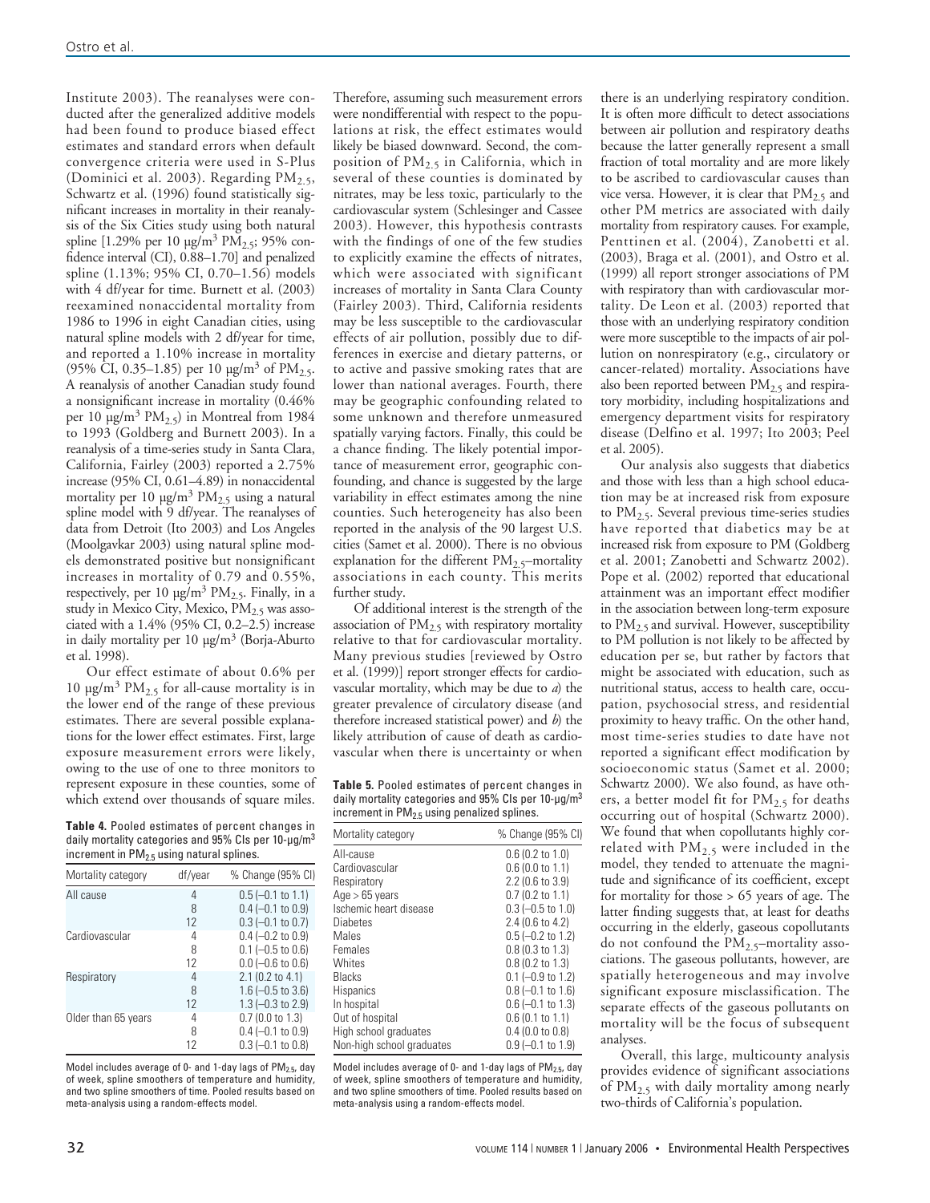Institute 2003). The reanalyses were conducted after the generalized additive models had been found to produce biased effect estimates and standard errors when default convergence criteria were used in S-Plus (Dominici et al. 2003). Regarding $PM_{2.5}$, Schwartz et al. (1996) found statistically significant increases in mortality in their reanalysis of the Six Cities study using both natural spline [1.29% per 10 μg/m$^3$ $PM_{2.5}$; 95% confidence interval (CI), 0.88–1.70] and penalized spline (1.13%; 95% CI, 0.70–1.56) models with 4 df/year for time. Burnett et al. (2003) reexamined nonaccidental mortality from 1986 to 1996 in eight Canadian cities, using natural spline models with 2 df/year for time, and reported a 1.10% increase in mortality (95% CI, 0.35–1.85) per 10 μg/m$^3$ of $PM_{2.5}$. A reanalysis of another Canadian study found a nonsignificant increase in mortality (0.46% per 10 μg/m$^3$ $PM_{2.5}$) in Montreal from 1984 to 1993 (Goldberg and Burnett 2003). In a reanalysis of a time-series study in Santa Clara, California, Fairley (2003) reported a 2.75% increase (95% CI, 0.61–4.89) in nonaccidental mortality per 10 μg/m$^3$ $PM_{2.5}$ using a natural spline model with 9 df/year. The reanalyses of data from Detroit (Ito 2003) and Los Angeles (Moolgavkar 2003) using natural spline models demonstrated positive but nonsignificant increases in mortality of 0.79 and 0.55%, respectively, per 10 μg/m$^3$ $PM_{2.5}$. Finally, in a study in Mexico City, Mexico, $PM_{2.5}$ was associated with a 1.4% (95% CI, 0.2–2.5) increase in daily mortality per 10 μg/m$^3$ (Borja-Aburto et al. 1998).

Our effect estimate of about 0.6% per 10 μg/m$^3$ $PM_{2.5}$ for all-cause mortality is in the lower end of the range of these previous estimates. There are several possible explanations for the lower effect estimates. First, large exposure measurement errors were likely, owing to the use of one to three monitors to represent exposure in these counties, some of which extend over thousands of square miles. Therefore, assuming such measurement errors were nondifferential with respect to the populations at risk, the effect estimates would likely be biased downward. Second, the composition of $PM_{2.5}$ in California, which in several of these counties is dominated by nitrates, may be less toxic, particularly to the cardiovascular system (Schlesinger and Cassee 2003). However, this hypothesis contrasts with the findings of one of the few studies to explicitly examine the effects of nitrates, which were associated with significant increases of mortality in Santa Clara County (Fairley 2003). Third, California residents may be less susceptible to the cardiovascular effects of air pollution, possibly due to differences in exercise and dietary patterns, or to active and passive smoking rates that are lower than national averages. Fourth, there may be geographic confounding related to some unknown and therefore unmeasured spatially varying factors. Finally, this could be a chance finding. The likely potential importance of measurement error, geographic confounding, and chance is suggested by the large variability in effect estimates among the nine counties. Such heterogeneity has also been reported in the analysis of the 90 largest U.S. cities (Samet et al. 2000). There is no obvious explanation for the different $PM_{2.5}$–mortality associations in each county. This merits further study.

Of additional interest is the strength of the association of $PM_{2.5}$ with respiratory mortality relative to that for cardiovascular mortality. Many previous studies [reviewed by Ostro et al. (1999)] report stronger effects for cardiovascular mortality, which may be due to *a*) the greater prevalence of circulatory disease (and therefore increased statistical power) and *b*) the likely attribution of cause of death as cardiovascular when there is uncertainty or when there is an underlying respiratory condition. It is often more difficult to detect associations between air pollution and respiratory deaths because the latter generally represent a small fraction of total mortality and are more likely to be ascribed to cardiovascular causes than vice versa. However, it is clear that $PM_{2.5}$ and other PM metrics are associated with daily mortality from respiratory causes. For example, Penttinen et al. (2004), Zanobetti et al. (2003), Braga et al. (2001), and Ostro et al. (1999) all report stronger associations of PM with respiratory than with cardiovascular mortality. De Leon et al. (2003) reported that those with an underlying respiratory condition were more susceptible to the impacts of air pollution on nonrespiratory (e.g., circulatory or cancer-related) mortality. Associations have also been reported between $PM_{2.5}$ and respiratory morbidity, including hospitalizations and emergency department visits for respiratory disease (Delfino et al. 1997; Ito 2003; Peel et al. 2005).

Our analysis also suggests that diabetics and those with less than a high school education may be at increased risk from exposure to $PM_{2.5}$. Several previous time-series studies have reported that diabetics may be at increased risk from exposure to PM (Goldberg et al. 2001; Zanobetti and Schwartz 2002). Pope et al. (2002) reported that educational attainment was an important effect modifier in the association between long-term exposure to $PM_{2.5}$ and survival. However, susceptibility to PM pollution is not likely to be affected by education per se, but rather by factors that might be associated with education, such as nutritional status, access to health care, occupation, psychosocial stress, and residential proximity to heavy traffic. On the other hand, most time-series studies to date have not reported a significant effect modification by socioeconomic status (Samet et al. 2000; Schwartz 2000). We also found, as have others, a better model fit for $PM_{2.5}$ for deaths occurring out of hospital (Schwartz 2000). We found that when copollutants highly correlated with $PM_{2.5}$ were included in the model, they tended to attenuate the magnitude and significance of its coefficient, except for mortality for those > 65 years of age. The latter finding suggests that, at least for deaths occurring in the elderly, gaseous copollutants do not confound the $PM_{2.5}$–mortality associations. The gaseous pollutants, however, are spatially heterogeneous and may involve significant exposure misclassification. The separate effects of the gaseous pollutants on mortality will be the focus of subsequent analyses.

Overall, this large, multicounty analysis provides evidence of significant associations of $PM_{2.5}$ with daily mortality among nearly two-thirds of California's population.

**Table 4.** Pooled estimates of percent changes in daily mortality categories and 95% CIs per 10-μg/m$^3$ increment in $PM_{2.5}$ using natural splines.

| Mortality category | df/year | % Change (95% CI) |
|---|---|---|
| All cause | 4 | 0.5 (–0.1 to 1.1) |
| | 8 | 0.4 (–0.1 to 0.9) |
| | 12 | 0.3 (–0.1 to 0.7) |
| Cardiovascular | 4 | 0.4 (–0.2 to 0.9) |
| | 8 | 0.1 (–0.5 to 0.6) |
| | 12 | 0.0 (–0.6 to 0.6) |
| Respiratory | 4 | 2.1 (0.2 to 4.1) |
| | 8 | 1.6 (–0.5 to 3.6) |
| | 12 | 1.3 (–0.3 to 2.9) |
| Older than 65 years | 4 | 0.7 (0.0 to 1.3) |
| | 8 | 0.4 (–0.1 to 0.9) |
| | 12 | 0.3 (–0.1 to 0.8) |

Model includes average of 0- and 1-day lags of $PM_{2.5}$, day of week, spline smoothers of temperature and humidity, and two spline smoothers of time. Pooled results based on meta-analysis using a random-effects model.

**Table 5.** Pooled estimates of percent changes in daily mortality categories and 95% CIs per 10-μg/m$^3$ increment in $PM_{2.5}$ using penalized splines.

| Mortality category | % Change (95% CI) |
|---|---|
| All-cause | 0.6 (0.2 to 1.0) |
| Cardiovascular | 0.6 (0.0 to 1.1) |
| Respiratory | 2.2 (0.6 to 3.9) |
| Age > 65 years | 0.7 (0.2 to 1.1) |
| Ischemic heart disease | 0.3 (–0.5 to 1.0) |
| Diabetes | 2.4 (0.6 to 4.2) |
| Males | 0.5 (–0.2 to 1.2) |
| Females | 0.8 (0.3 to 1.3) |
| Whites | 0.8 (0.2 to 1.3) |
| Blacks | 0.1 (–0.9 to 1.2) |
| Hispanics | 0.8 (–0.1 to 1.6) |
| In hospital | 0.6 (–0.1 to 1.3) |
| Out of hospital | 0.6 (0.1 to 1.1) |
| High school graduates | 0.4 (0.0 to 0.8) |
| Non-high school graduates | 0.9 (–0.1 to 1.9) |

Model includes average of 0- and 1-day lags of $PM_{2.5}$, day of week, spline smoothers of temperature and humidity, and two spline smoothers of time. Pooled results based on meta-analysis using a random-effects model.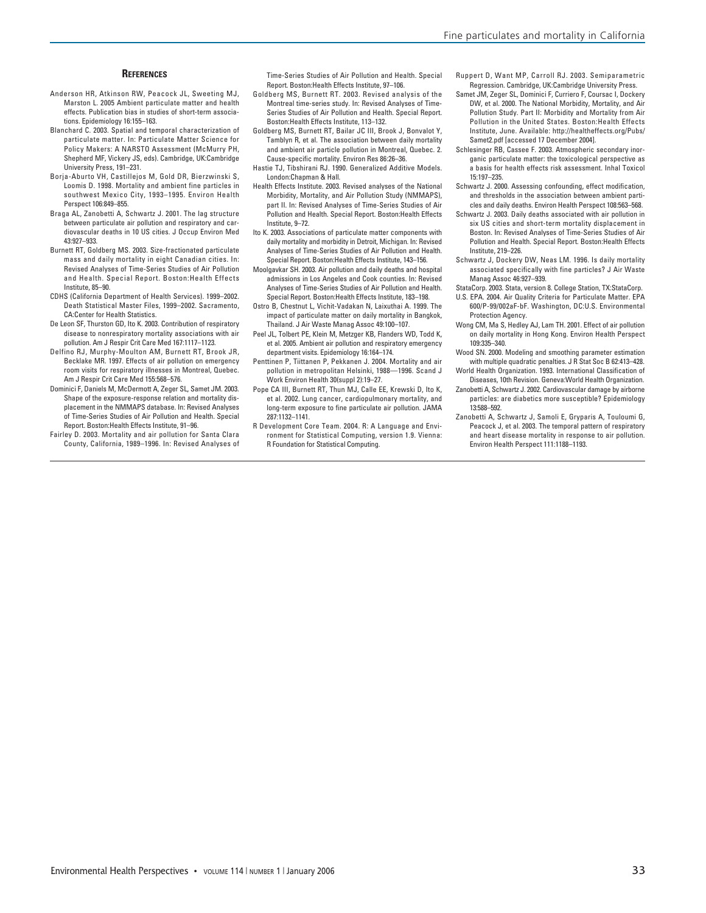## References

Anderson HR, Atkinson RW, Peacock JL, Sweeting MJ, Marston L. 2005 Ambient particulate matter and health effects. Publication bias in studies of short-term associations. Epidemiology 16:155–163.

Blanchard C. 2003. Spatial and temporal characterization of particulate matter. In: Particulate Matter Science for Policy Makers: A NARSTO Assessment (McMurry PH, Shepherd MF, Vickery JS, eds). Cambridge, UK:Cambridge University Press, 191–231.

Borja-Aburto VH, Castillejos M, Gold DR, Bierzwinski S, Loomis D. 1998. Mortality and ambient fine particles in southwest Mexico City, 1993–1995. Environ Health Perspect 106:849–855.

Braga AL, Zanobetti A, Schwartz J. 2001. The lag structure between particulate air pollution and respiratory and cardiovascular deaths in 10 US cities. J Occup Environ Med 43:927–933.

Burnett RT, Goldberg MS. 2003. Size-fractionated particulate mass and daily mortality in eight Canadian cities. In: Revised Analyses of Time-Series Studies of Air Pollution and Health. Special Report. Boston:Health Effects Institute, 85–90.

CDHS (California Department of Health Services). 1999–2002. Death Statistical Master Files, 1999–2002. Sacramento, CA:Center for Health Statistics.

De Leon SF, Thurston GD, Ito K. 2003. Contribution of respiratory disease to nonrespiratory mortality associations with air pollution. Am J Respir Crit Care Med 167:1117–1123.

Delfino RJ, Murphy-Moulton AM, Burnett RT, Brook JR, Becklake MR. 1997. Effects of air pollution on emergency room visits for respiratory illnesses in Montreal, Quebec. Am J Respir Crit Care Med 155:568–576.

Dominici F, Daniels M, McDermott A, Zeger SL, Samet JM. 2003. Shape of the exposure-response relation and mortality displacement in the NMMAPS database. In: Revised Analyses of Time-Series Studies of Air Pollution and Health. Special Report. Boston:Health Effects Institute, 91–96.

Fairley D. 2003. Mortality and air pollution for Santa Clara County, California, 1989–1996. In: Revised Analyses of Time-Series Studies of Air Pollution and Health. Special Report. Boston:Health Effects Institute, 97–106.

Goldberg MS, Burnett RT. 2003. Revised analysis of the Montreal time-series study. In: Revised Analyses of Time-Series Studies of Air Pollution and Health. Special Report. Boston:Health Effects Institute, 113–132.

Goldberg MS, Burnett RT, Bailar JC III, Brook J, Bonvalot Y, Tamblyn R, et al. The association between daily mortality and ambient air particle pollution in Montreal, Quebec. 2. Cause-specific mortality. Environ Res 86:26–36.

Hastie TJ, Tibshirani RJ. 1990. Generalized Additive Models. London:Chapman & Hall.

Health Effects Institute. 2003. Revised analyses of the National Morbidity, Mortality, and Air Pollution Study (NMMAPS), part II. In: Revised Analyses of Time-Series Studies of Air Pollution and Health. Special Report. Boston:Health Effects Institute, 9–72.

Ito K. 2003. Associations of particulate matter components with daily mortality and morbidity in Detroit, Michigan. In: Revised Analyses of Time-Series Studies of Air Pollution and Health. Special Report. Boston:Health Effects Institute, 143–156.

Moolgavkar SH. 2003. Air pollution and daily deaths and hospital admissions in Los Angeles and Cook counties. In: Revised Analyses of Time-Series Studies of Air Pollution and Health. Special Report. Boston:Health Effects Institute, 183–198.

Ostro B, Chestnut L, Vichit-Vadakan N, Laixuthai A. 1999. The impact of particulate matter on daily mortality in Bangkok, Thailand. J Air Waste Manag Assoc 49:100–107.

Peel JL, Tolbert PE, Klein M, Metzger KB, Flanders WD, Todd K, et al. 2005. Ambient air pollution and respiratory emergency department visits. Epidemiology 16:164–174.

Penttinen P, Tiittanen P, Pekkanen J. 2004. Mortality and air pollution in metropolitan Helsinki, 1988—1996. Scand J Work Environ Health 30(suppl 2):19–27.

Pope CA III, Burnett RT, Thun MJ, Calle EE, Krewski D, Ito K, et al. 2002. Lung cancer, cardiopulmonary mortality, and long-term exposure to fine particulate air pollution. JAMA 287:1132–1141.

R Development Core Team. 2004. R: A Language and Environment for Statistical Computing, version 1.9. Vienna: R Foundation for Statistical Computing.

Ruppert D, Want MP, Carroll RJ. 2003. Semiparametric Regression. Cambridge, UK:Cambridge University Press.

Samet JM, Zeger SL, Dominici F, Curriero F, Coursac I, Dockery DW, et al. 2000. The National Morbidity, Mortality, and Air Pollution Study. Part II: Morbidity and Mortality from Air Pollution in the United States. Boston:Health Effects Institute, June. Available: http://healtheffects.org/Pubs/Samet2.pdf [accessed 17 December 2004].

Schlesinger RB, Cassee F. 2003. Atmospheric secondary inorganic particulate matter: the toxicological perspective as a basis for health effects risk assessment. Inhal Toxicol 15:197–235.

Schwartz J. 2000. Assessing confounding, effect modification, and thresholds in the association between ambient particles and daily deaths. Environ Health Perspect 108:563–568.

Schwartz J. 2003. Daily deaths associated with air pollution in six US cities and short-term mortality displacement in Boston. In: Revised Analyses of Time-Series Studies of Air Pollution and Health. Special Report. Boston:Health Effects Institute, 219–226.

Schwartz J, Dockery DW, Neas LM. 1996. Is daily mortality associated specifically with fine particles? J Air Waste Manag Assoc 46:927–939.

StataCorp. 2003. Stata, version 8. College Station, TX:StataCorp.

U.S. EPA. 2004. Air Quality Criteria for Particulate Matter. EPA 600/P-99/002aF-bF. Washington, DC:U.S. Environmental Protection Agency.

Wong CM, Ma S, Hedley AJ, Lam TH. 2001. Effect of air pollution on daily mortality in Hong Kong. Environ Health Perspect 109:335–340.

Wood SN. 2000. Modeling and smoothing parameter estimation with multiple quadratic penalties. J R Stat Soc B 62:413–428.

World Health Organization. 1993. International Classification of Diseases, 10th Revision. Geneva:World Health Organization.

Zanobetti A, Schwartz J. 2002. Cardiovascular damage by airborne particles: are diabetics more susceptible? Epidemiology 13:588–592.

Zanobetti A, Schwartz J, Samoli E, Gryparis A, Touloumi G, Peacock J, et al. 2003. The temporal pattern of respiratory and heart disease mortality in response to air pollution. Environ Health Perspect 111:1188–1193.